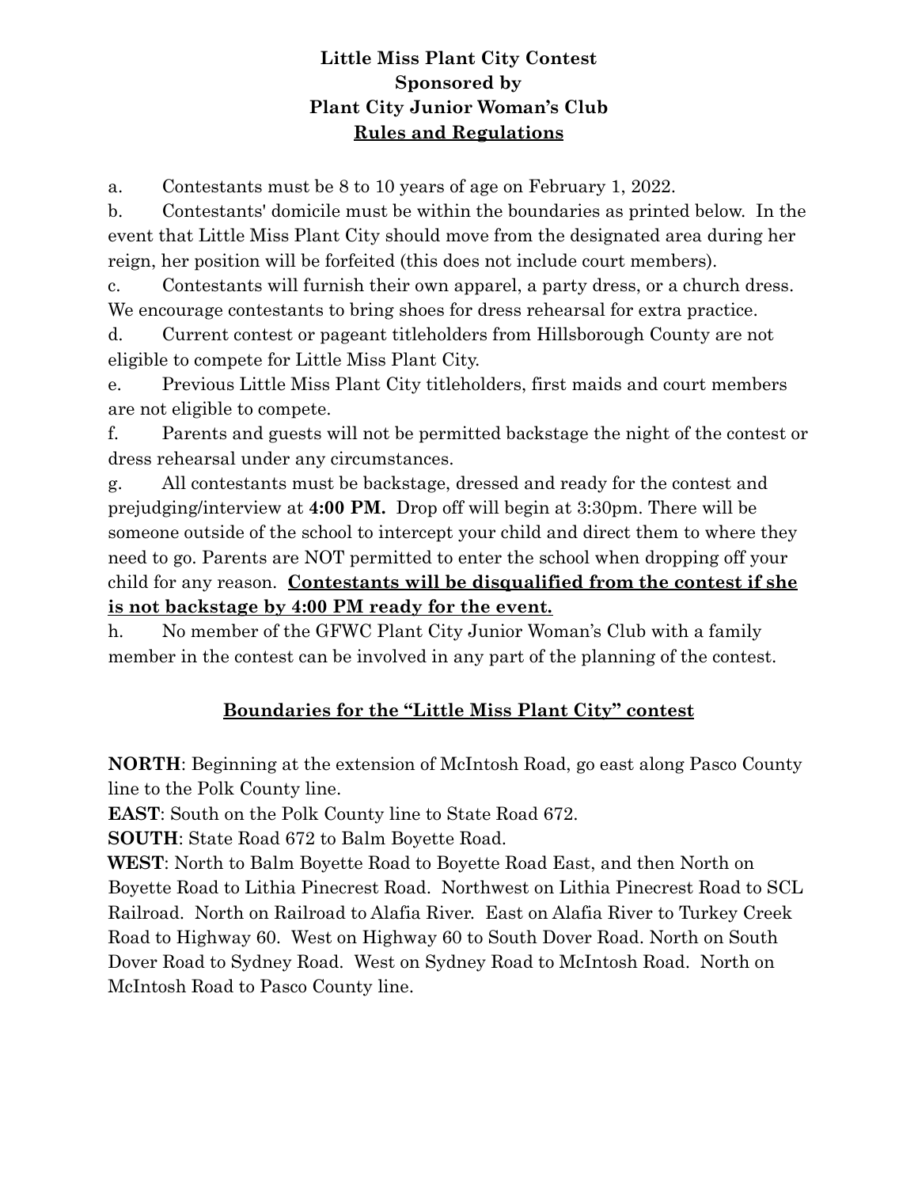# Little Miss Plant City Contest
# Sponsored by
# Plant City Junior Woman's Club
## Rules and Regulations

a. Contestants must be 8 to 10 years of age on February 1, 2022.

b. Contestants' domicile must be within the boundaries as printed below. In the event that Little Miss Plant City should move from the designated area during her reign, her position will be forfeited (this does not include court members).

c. Contestants will furnish their own apparel, a party dress, or a church dress. We encourage contestants to bring shoes for dress rehearsal for extra practice.

d. Current contest or pageant titleholders from Hillsborough County are not eligible to compete for Little Miss Plant City.

e. Previous Little Miss Plant City titleholders, first maids and court members are not eligible to compete.

f. Parents and guests will not be permitted backstage the night of the contest or dress rehearsal under any circumstances.

g. All contestants must be backstage, dressed and ready for the contest and prejudging/interview at **4:00 PM.** Drop off will begin at 3:30pm. There will be someone outside of the school to intercept your child and direct them to where they need to go. Parents are NOT permitted to enter the school when dropping off your child for any reason. **Contestants will be disqualified from the contest if she is not backstage by 4:00 PM ready for the event.**

h. No member of the GFWC Plant City Junior Woman's Club with a family member in the contest can be involved in any part of the planning of the contest.

## Boundaries for the "Little Miss Plant City" contest

**NORTH**: Beginning at the extension of McIntosh Road, go east along Pasco County line to the Polk County line.

**EAST**: South on the Polk County line to State Road 672.

**SOUTH**: State Road 672 to Balm Boyette Road.

**WEST**: North to Balm Boyette Road to Boyette Road East, and then North on Boyette Road to Lithia Pinecrest Road. Northwest on Lithia Pinecrest Road to SCL Railroad. North on Railroad to Alafia River. East on Alafia River to Turkey Creek Road to Highway 60. West on Highway 60 to South Dover Road. North on South Dover Road to Sydney Road. West on Sydney Road to McIntosh Road. North on McIntosh Road to Pasco County line.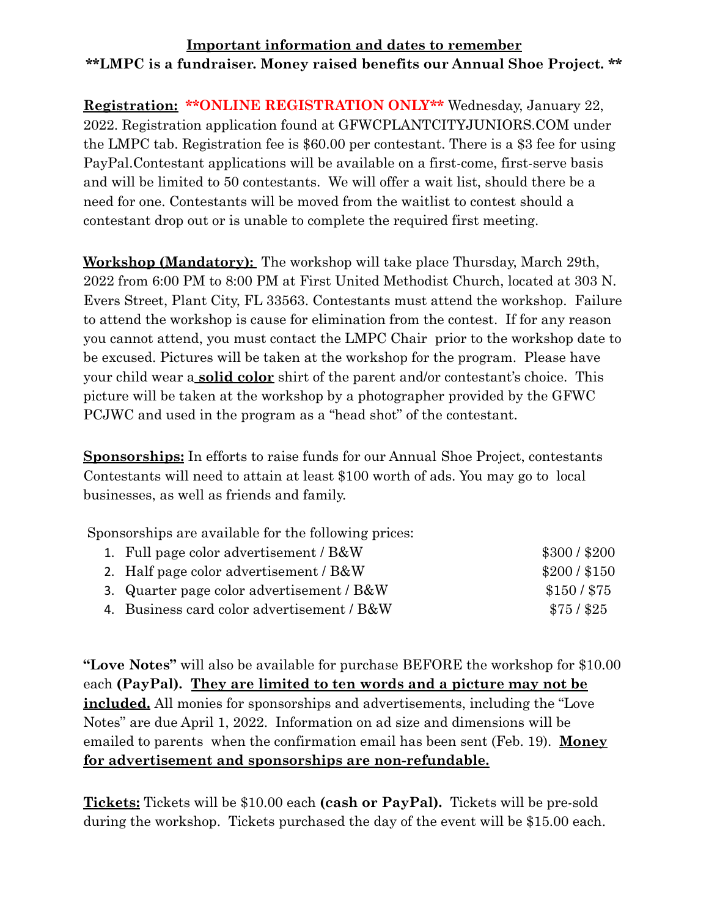**Important information and dates to remember**

**\*\*LMPC is a fundraiser. Money raised benefits our Annual Shoe Project. \*\***

**Registration:** **\*\*ONLINE REGISTRATION ONLY\*\*** Wednesday, January 22, 2022. Registration application found at GFWCPLANTCITYJUNIORS.COM under the LMPC tab. Registration fee is $60.00 per contestant. There is a $3 fee for using PayPal.Contestant applications will be available on a first-come, first-serve basis and will be limited to 50 contestants. We will offer a wait list, should there be a need for one. Contestants will be moved from the waitlist to contest should a contestant drop out or is unable to complete the required first meeting.

**Workshop (Mandatory):** The workshop will take place Thursday, March 29th, 2022 from 6:00 PM to 8:00 PM at First United Methodist Church, located at 303 N. Evers Street, Plant City, FL 33563. Contestants must attend the workshop. Failure to attend the workshop is cause for elimination from the contest. If for any reason you cannot attend, you must contact the LMPC Chair prior to the workshop date to be excused. Pictures will be taken at the workshop for the program. Please have your child wear a **solid color** shirt of the parent and/or contestant's choice. This picture will be taken at the workshop by a photographer provided by the GFWC PCJWC and used in the program as a "head shot" of the contestant.

**Sponsorships:** In efforts to raise funds for our Annual Shoe Project, contestants Contestants will need to attain at least $100 worth of ads. You may go to local businesses, as well as friends and family.

Sponsorships are available for the following prices:

1. Full page color advertisement / B&W — $300 / $200
2. Half page color advertisement / B&W — $200 / $150
3. Quarter page color advertisement / B&W — $150 / $75
4. Business card color advertisement / B&W — $75 / $25

**"Love Notes"** will also be available for purchase BEFORE the workshop for $10.00 each **(PayPal). They are limited to ten words and a picture may not be included.** All monies for sponsorships and advertisements, including the "Love Notes" are due April 1, 2022. Information on ad size and dimensions will be emailed to parents when the confirmation email has been sent (Feb. 19). **Money for advertisement and sponsorships are non-refundable.**

**Tickets:** Tickets will be $10.00 each **(cash or PayPal).** Tickets will be pre-sold during the workshop. Tickets purchased the day of the event will be $15.00 each.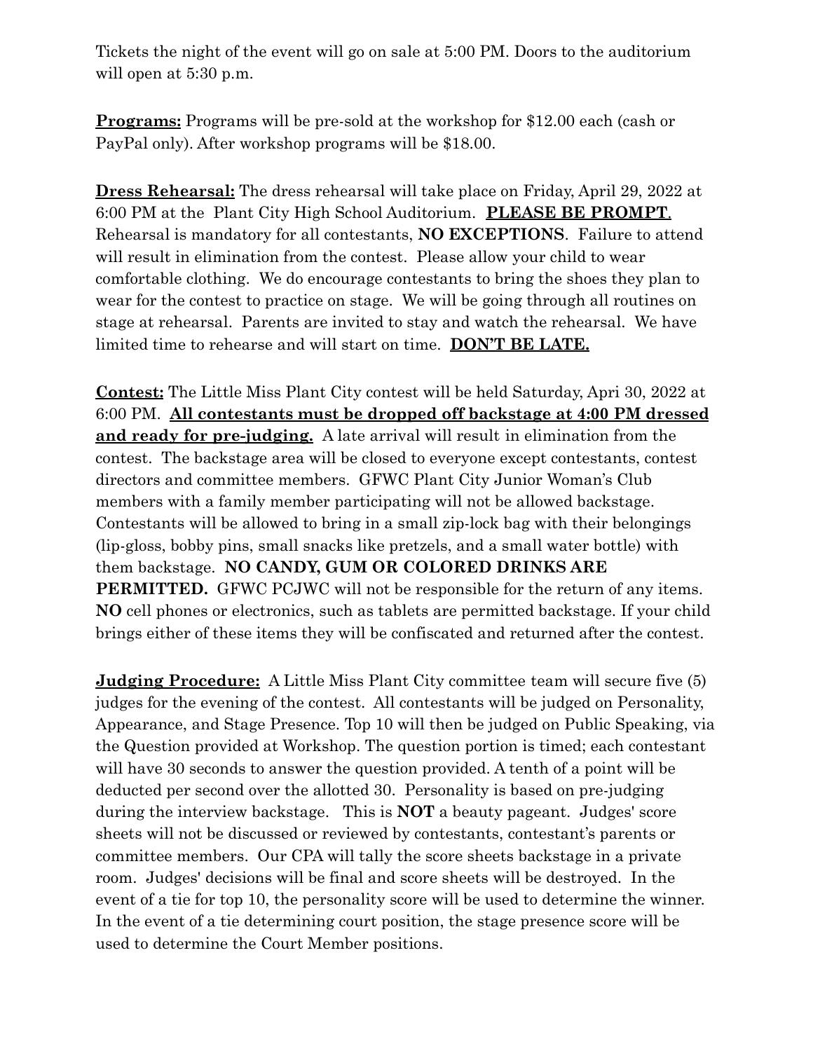Tickets the night of the event will go on sale at 5:00 PM. Doors to the auditorium will open at 5:30 p.m.

**Programs:** Programs will be pre-sold at the workshop for $12.00 each (cash or PayPal only). After workshop programs will be $18.00.

**Dress Rehearsal:** The dress rehearsal will take place on Friday, April 29, 2022 at 6:00 PM at the Plant City High School Auditorium. **PLEASE BE PROMPT**. Rehearsal is mandatory for all contestants, **NO EXCEPTIONS**. Failure to attend will result in elimination from the contest. Please allow your child to wear comfortable clothing. We do encourage contestants to bring the shoes they plan to wear for the contest to practice on stage. We will be going through all routines on stage at rehearsal. Parents are invited to stay and watch the rehearsal. We have limited time to rehearse and will start on time. **DON'T BE LATE.**

**Contest:** The Little Miss Plant City contest will be held Saturday, Apri 30, 2022 at 6:00 PM. **All contestants must be dropped off backstage at 4:00 PM dressed and ready for pre-judging.** A late arrival will result in elimination from the contest. The backstage area will be closed to everyone except contestants, contest directors and committee members. GFWC Plant City Junior Woman's Club members with a family member participating will not be allowed backstage. Contestants will be allowed to bring in a small zip-lock bag with their belongings (lip-gloss, bobby pins, small snacks like pretzels, and a small water bottle) with them backstage. **NO CANDY, GUM OR COLORED DRINKS ARE PERMITTED.** GFWC PCJWC will not be responsible for the return of any items. **NO** cell phones or electronics, such as tablets are permitted backstage. If your child brings either of these items they will be confiscated and returned after the contest.

**Judging Procedure:** A Little Miss Plant City committee team will secure five (5) judges for the evening of the contest. All contestants will be judged on Personality, Appearance, and Stage Presence. Top 10 will then be judged on Public Speaking, via the Question provided at Workshop. The question portion is timed; each contestant will have 30 seconds to answer the question provided. A tenth of a point will be deducted per second over the allotted 30. Personality is based on pre-judging during the interview backstage. This is **NOT** a beauty pageant. Judges' score sheets will not be discussed or reviewed by contestants, contestant's parents or committee members. Our CPA will tally the score sheets backstage in a private room. Judges' decisions will be final and score sheets will be destroyed. In the event of a tie for top 10, the personality score will be used to determine the winner. In the event of a tie determining court position, the stage presence score will be used to determine the Court Member positions.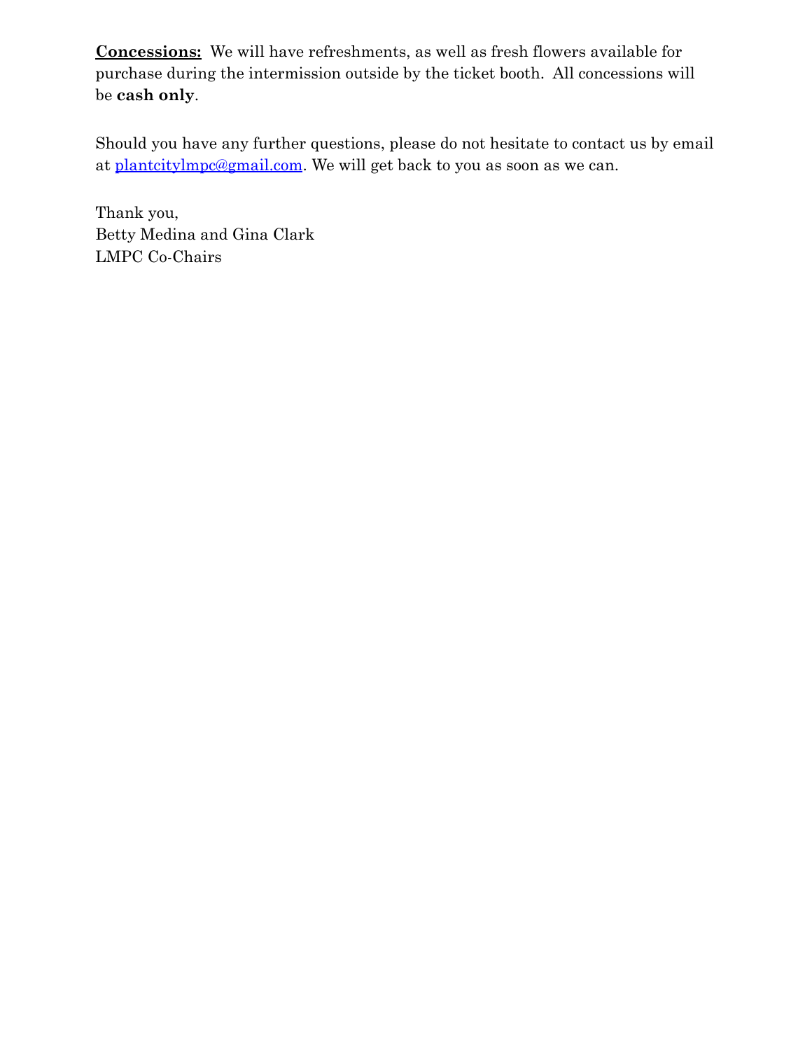<u>**Concessions:**</u> We will have refreshments, as well as fresh flowers available for purchase during the intermission outside by the ticket booth. All concessions will be **cash only**.

Should you have any further questions, please do not hesitate to contact us by email at [plantcitylmpc@gmail.com](mailto:plantcitylmpc@gmail.com). We will get back to you as soon as we can.

Thank you,
Betty Medina and Gina Clark
LMPC Co-Chairs